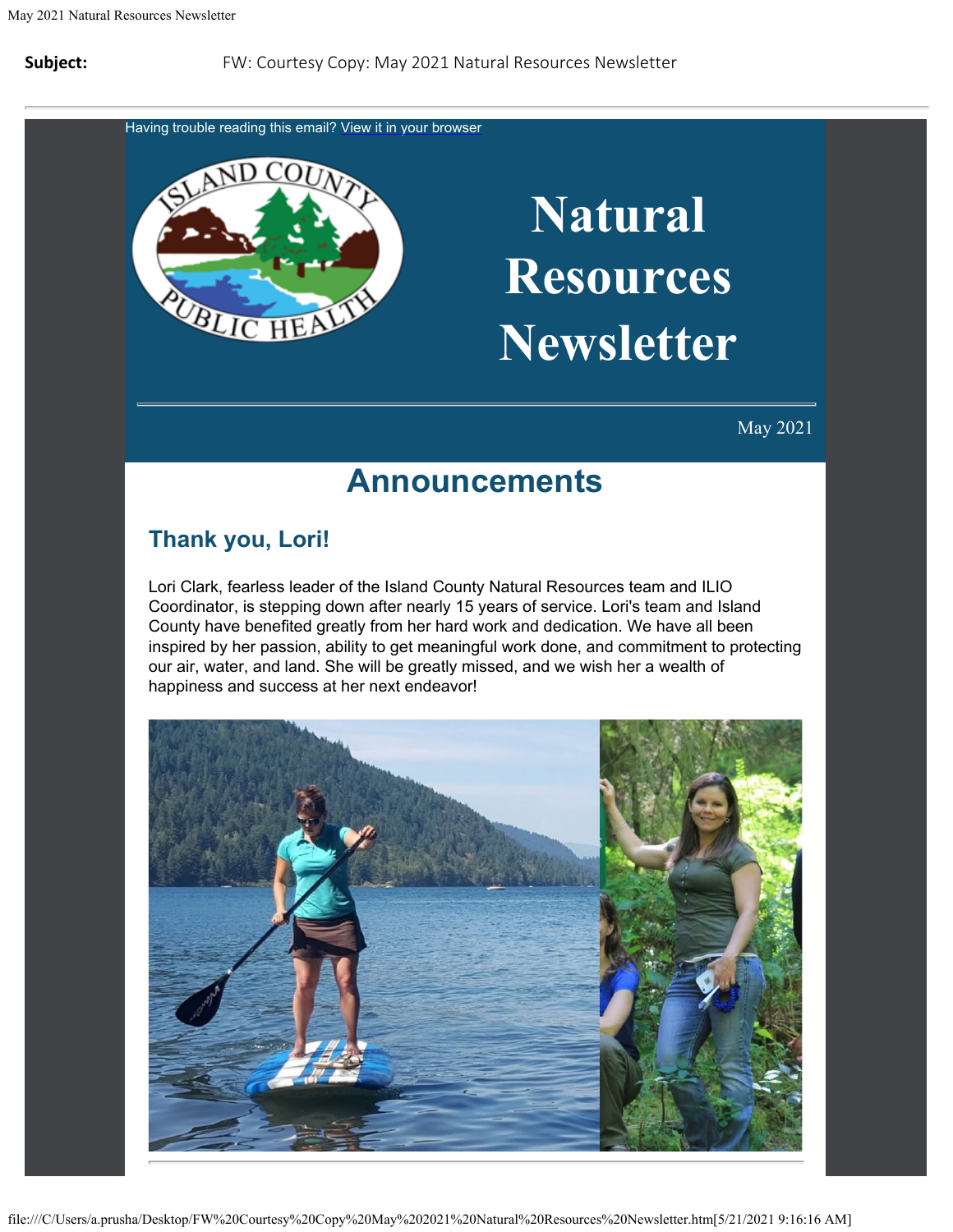**Subject:** FW: Courtesy Copy: May 2021 Natural Resources Newsletter

Having trouble reading this email? View it in your browser

# Natural Resources Newsletter

May 2021

## Announcements

### Thank you, Lori!

Lori Clark, fearless leader of the Island County Natural Resources team and ILIO Coordinator, is stepping down after nearly 15 years of service. Lori's team and Island County have benefited greatly from her hard work and dedication. We have all been inspired by her passion, ability to get meaningful work done, and commitment to protecting our air, water, and land. She will be greatly missed, and we wish her a wealth of happiness and success at her next endeavor!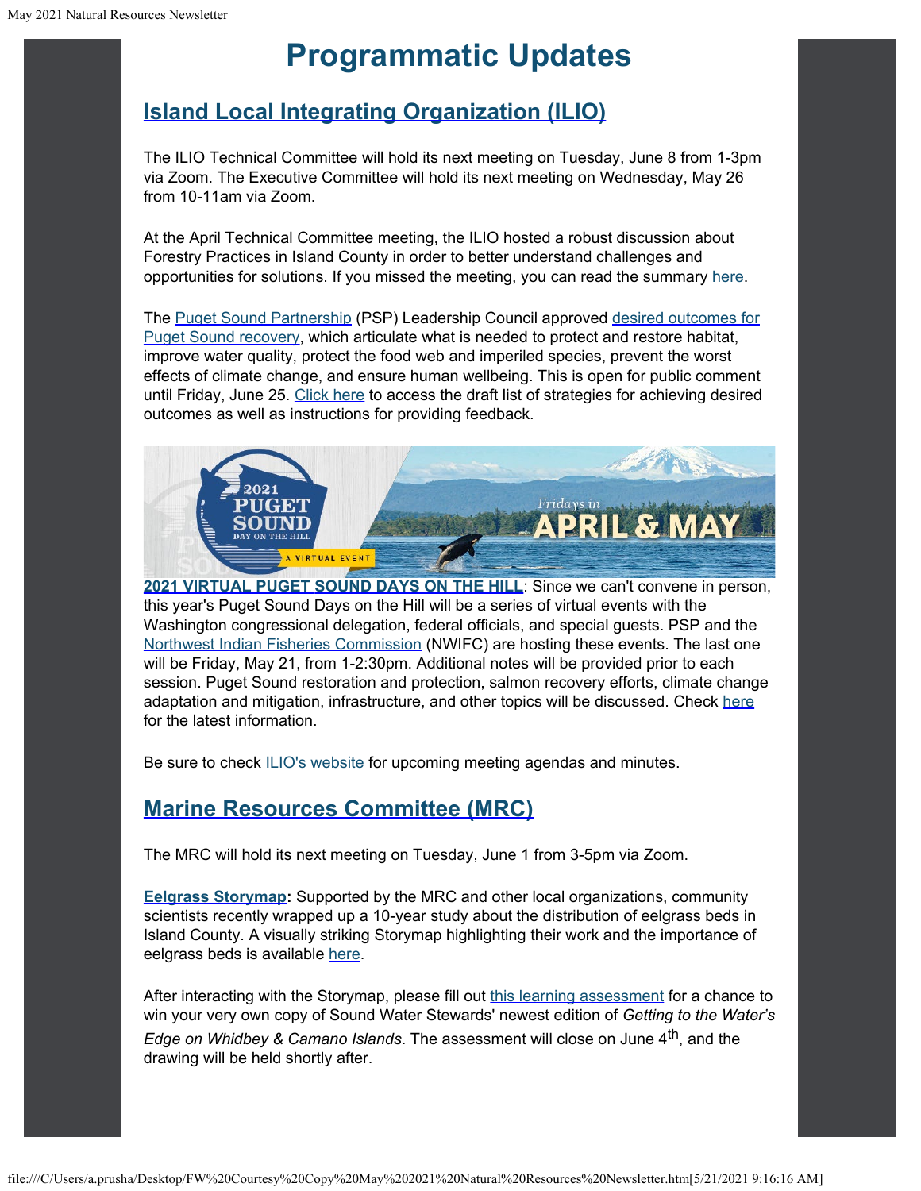# Programmatic Updates

## Island Local Integrating Organization (ILIO)

The ILIO Technical Committee will hold its next meeting on Tuesday, June 8 from 1-3pm via Zoom. The Executive Committee will hold its next meeting on Wednesday, May 26 from 10-11am via Zoom.

At the April Technical Committee meeting, the ILIO hosted a robust discussion about Forestry Practices in Island County in order to better understand challenges and opportunities for solutions. If you missed the meeting, you can read the summary here.

The Puget Sound Partnership (PSP) Leadership Council approved desired outcomes for Puget Sound recovery, which articulate what is needed to protect and restore habitat, improve water quality, protect the food web and imperiled species, prevent the worst effects of climate change, and ensure human wellbeing. This is open for public comment until Friday, June 25. Click here to access the draft list of strategies for achieving desired outcomes as well as instructions for providing feedback.

2021 PUGET SOUND DAY ON THE HILL

A VIRTUAL EVENT

Fridays in APRIL & MAY

**2021 VIRTUAL PUGET SOUND DAYS ON THE HILL**: Since we can't convene in person, this year's Puget Sound Days on the Hill will be a series of virtual events with the Washington congressional delegation, federal officials, and special guests. PSP and the Northwest Indian Fisheries Commission (NWIFC) are hosting these events. The last one will be Friday, May 21, from 1-2:30pm. Additional notes will be provided prior to each session. Puget Sound restoration and protection, salmon recovery efforts, climate change adaptation and mitigation, infrastructure, and other topics will be discussed. Check here for the latest information.

Be sure to check ILIO's website for upcoming meeting agendas and minutes.

## Marine Resources Committee (MRC)

The MRC will hold its next meeting on Tuesday, June 1 from 3-5pm via Zoom.

**Eelgrass Storymap:** Supported by the MRC and other local organizations, community scientists recently wrapped up a 10-year study about the distribution of eelgrass beds in Island County. A visually striking Storymap highlighting their work and the importance of eelgrass beds is available here.

After interacting with the Storymap, please fill out this learning assessment for a chance to win your very own copy of Sound Water Stewards' newest edition of *Getting to the Water's Edge on Whidbey & Camano Islands*. The assessment will close on June 4th, and the drawing will be held shortly after.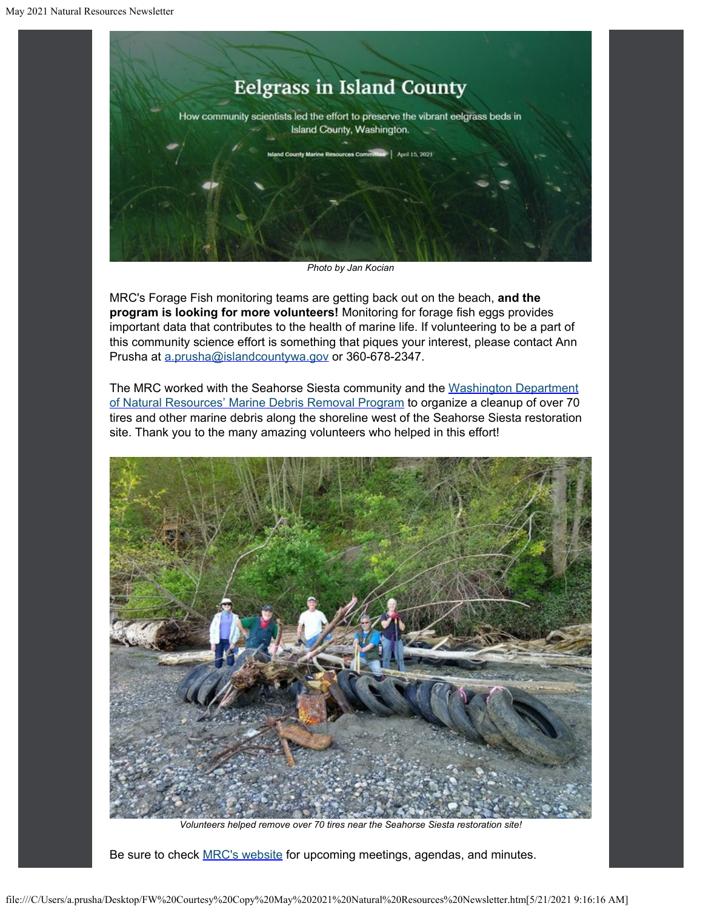*Photo by Jan Kocian*

MRC's Forage Fish monitoring teams are getting back out on the beach, **and the program is looking for more volunteers!** Monitoring for forage fish eggs provides important data that contributes to the health of marine life. If volunteering to be a part of this community science effort is something that piques your interest, please contact Ann Prusha at [a.prusha@islandcountywa.gov](mailto:a.prusha@islandcountywa.gov) or 360-678-2347.

The MRC worked with the Seahorse Siesta community and the [Washington Department of Natural Resources' Marine Debris Removal Program]() to organize a cleanup of over 70 tires and other marine debris along the shoreline west of the Seahorse Siesta restoration site. Thank you to the many amazing volunteers who helped in this effort!

*Volunteers helped remove over 70 tires near the Seahorse Siesta restoration site!*

Be sure to check [MRC's website]() for upcoming meetings, agendas, and minutes.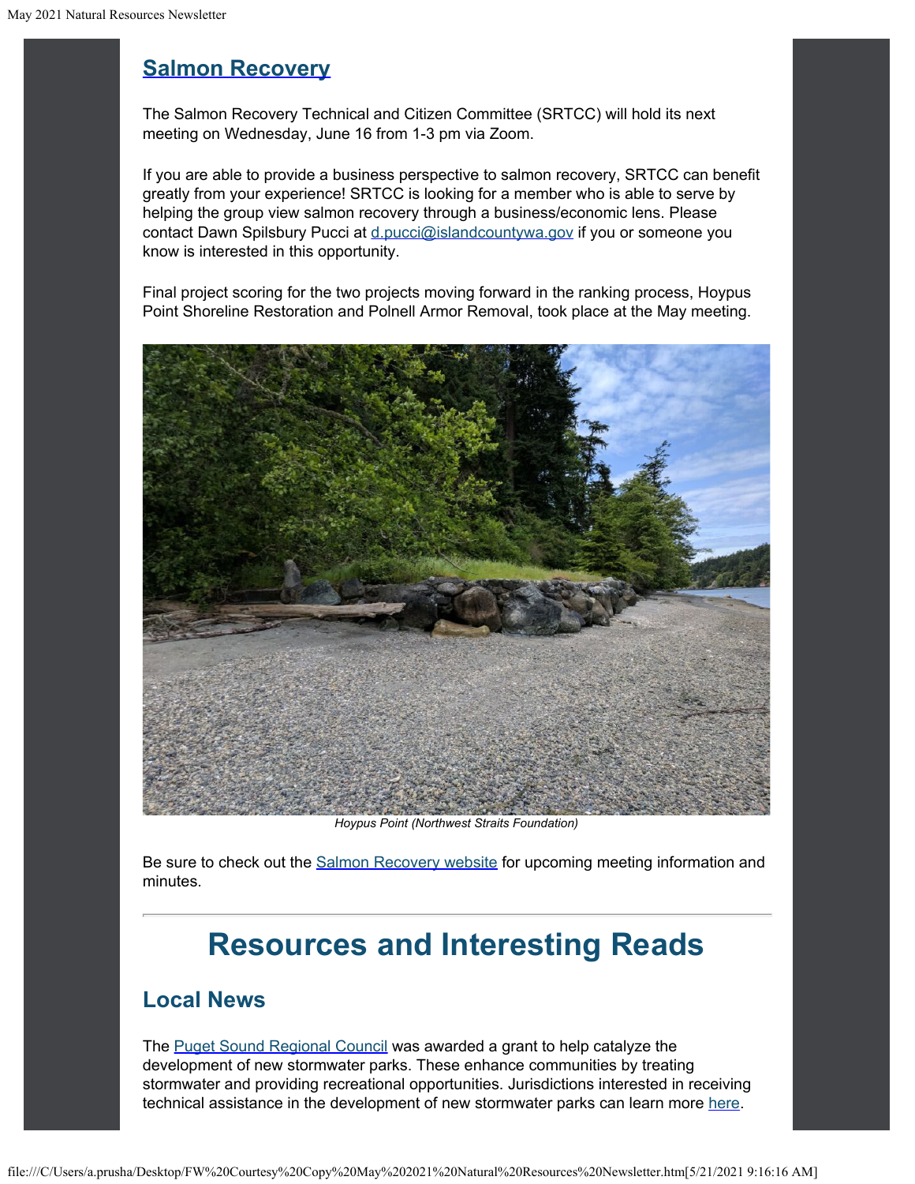## Salmon Recovery

The Salmon Recovery Technical and Citizen Committee (SRTCC) will hold its next meeting on Wednesday, June 16 from 1-3 pm via Zoom.

If you are able to provide a business perspective to salmon recovery, SRTCC can benefit greatly from your experience! SRTCC is looking for a member who is able to serve by helping the group view salmon recovery through a business/economic lens. Please contact Dawn Spilsbury Pucci at d.pucci@islandcountywa.gov if you or someone you know is interested in this opportunity.

Final project scoring for the two projects moving forward in the ranking process, Hoypus Point Shoreline Restoration and Polnell Armor Removal, took place at the May meeting.

*Hoypus Point (Northwest Straits Foundation)*

Be sure to check out the Salmon Recovery website for upcoming meeting information and minutes.

---

# Resources and Interesting Reads

## Local News

The Puget Sound Regional Council was awarded a grant to help catalyze the development of new stormwater parks. These enhance communities by treating stormwater and providing recreational opportunities. Jurisdictions interested in receiving technical assistance in the development of new stormwater parks can learn more here.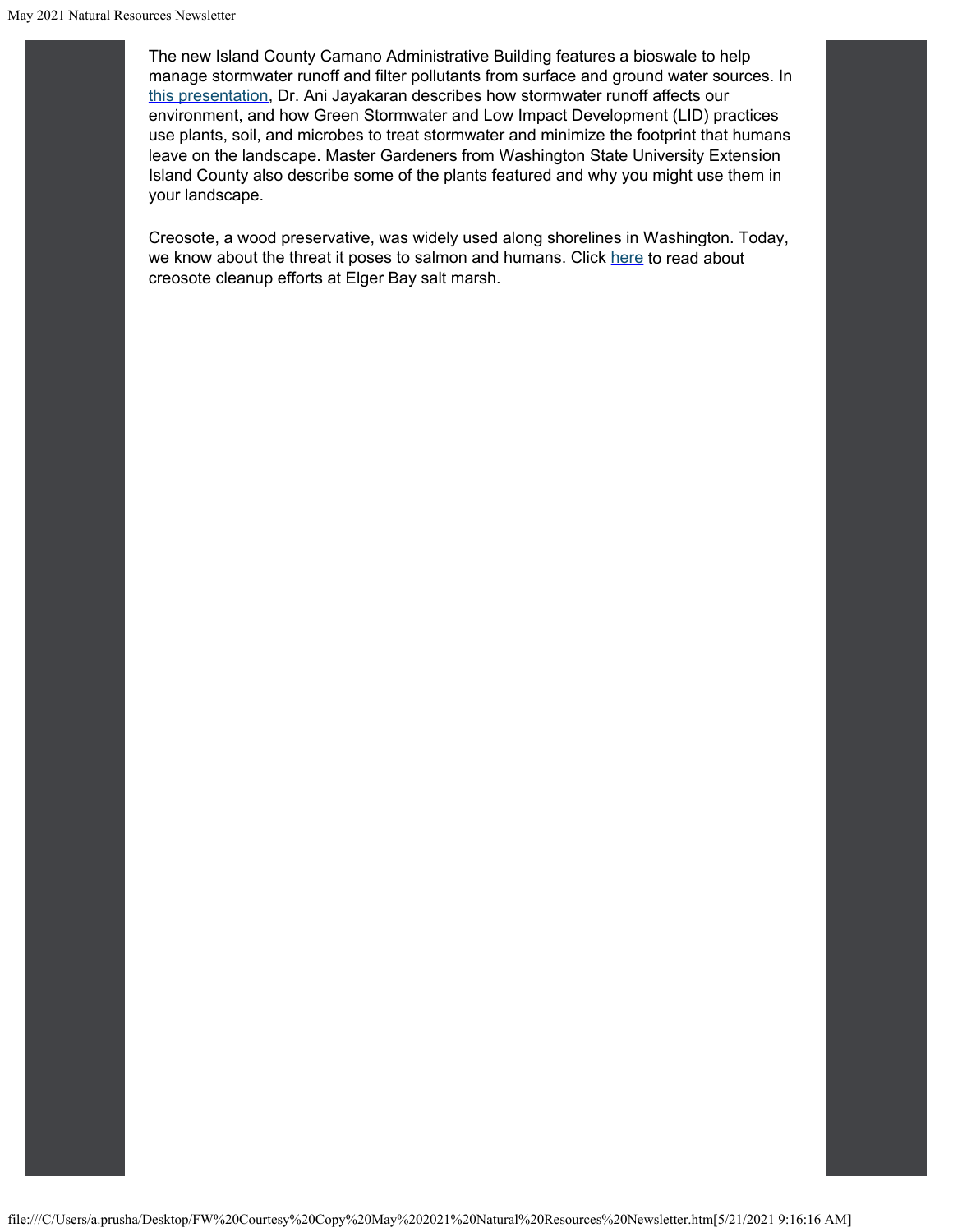The new Island County Camano Administrative Building features a bioswale to help manage stormwater runoff and filter pollutants from surface and ground water sources. In this presentation, Dr. Ani Jayakaran describes how stormwater runoff affects our environment, and how Green Stormwater and Low Impact Development (LID) practices use plants, soil, and microbes to treat stormwater and minimize the footprint that humans leave on the landscape. Master Gardeners from Washington State University Extension Island County also describe some of the plants featured and why you might use them in your landscape.

Creosote, a wood preservative, was widely used along shorelines in Washington. Today, we know about the threat it poses to salmon and humans. Click here to read about creosote cleanup efforts at Elger Bay salt marsh.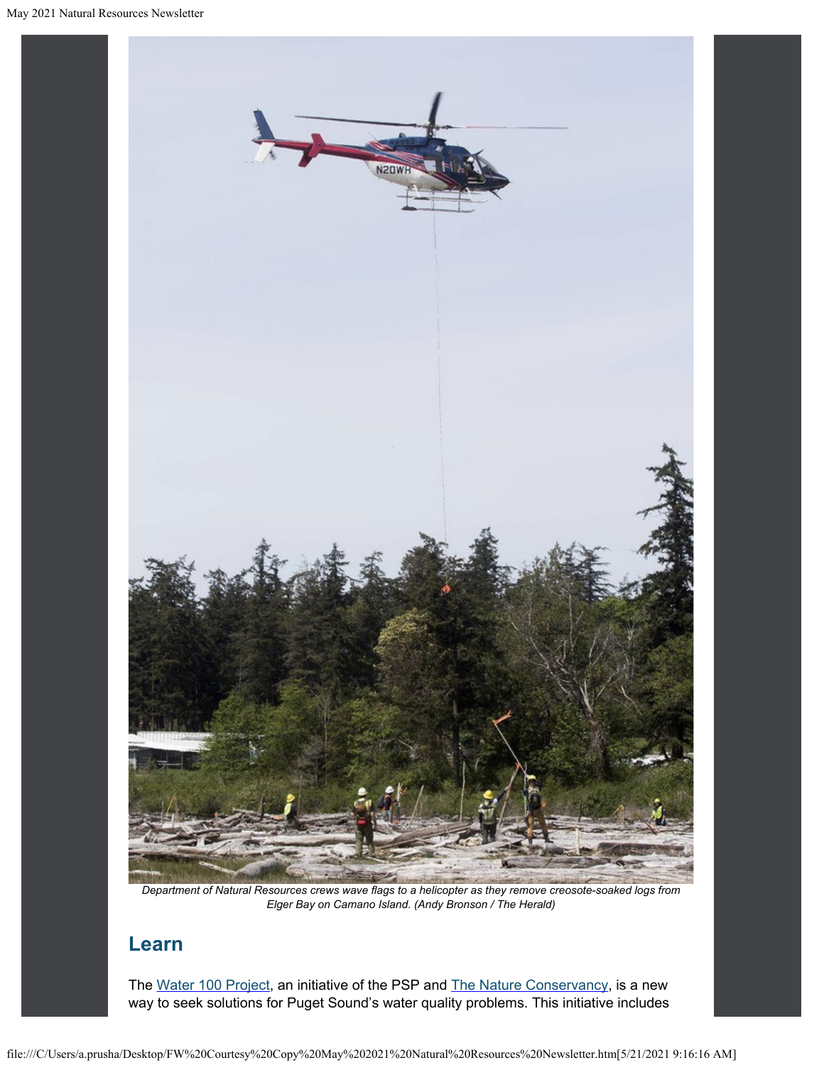*Department of Natural Resources crews wave flags to a helicopter as they remove creosote-soaked logs from Elger Bay on Camano Island. (Andy Bronson / The Herald)*

## Learn

The Water 100 Project, an initiative of the PSP and The Nature Conservancy, is a new way to seek solutions for Puget Sound's water quality problems. This initiative includes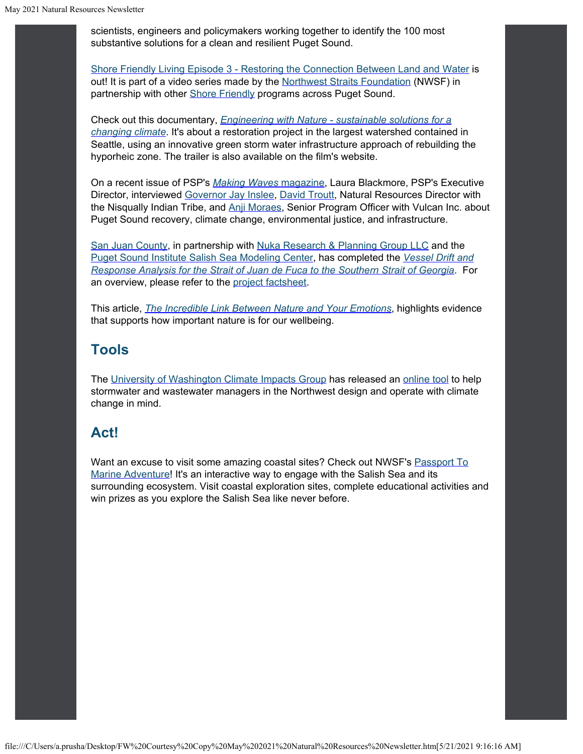scientists, engineers and policymakers working together to identify the 100 most substantive solutions for a clean and resilient Puget Sound.

Shore Friendly Living Episode 3 - Restoring the Connection Between Land and Water is out! It is part of a video series made by the Northwest Straits Foundation (NWSF) in partnership with other Shore Friendly programs across Puget Sound.

Check out this documentary, *Engineering with Nature - sustainable solutions for a changing climate*. It's about a restoration project in the largest watershed contained in Seattle, using an innovative green storm water infrastructure approach of rebuilding the hyporheic zone. The trailer is also available on the film's website.

On a recent issue of PSP's *Making Waves* magazine, Laura Blackmore, PSP's Executive Director, interviewed Governor Jay Inslee, David Troutt, Natural Resources Director with the Nisqually Indian Tribe, and Anji Moraes, Senior Program Officer with Vulcan Inc. about Puget Sound recovery, climate change, environmental justice, and infrastructure.

San Juan County, in partnership with Nuka Research & Planning Group LLC and the Puget Sound Institute Salish Sea Modeling Center, has completed the *Vessel Drift and Response Analysis for the Strait of Juan de Fuca to the Southern Strait of Georgia*. For an overview, please refer to the project factsheet.

This article, *The Incredible Link Between Nature and Your Emotions*, highlights evidence that supports how important nature is for our wellbeing.

## Tools

The University of Washington Climate Impacts Group has released an online tool to help stormwater and wastewater managers in the Northwest design and operate with climate change in mind.

## Act!

Want an excuse to visit some amazing coastal sites? Check out NWSF's Passport To Marine Adventure! It's an interactive way to engage with the Salish Sea and its surrounding ecosystem. Visit coastal exploration sites, complete educational activities and win prizes as you explore the Salish Sea like never before.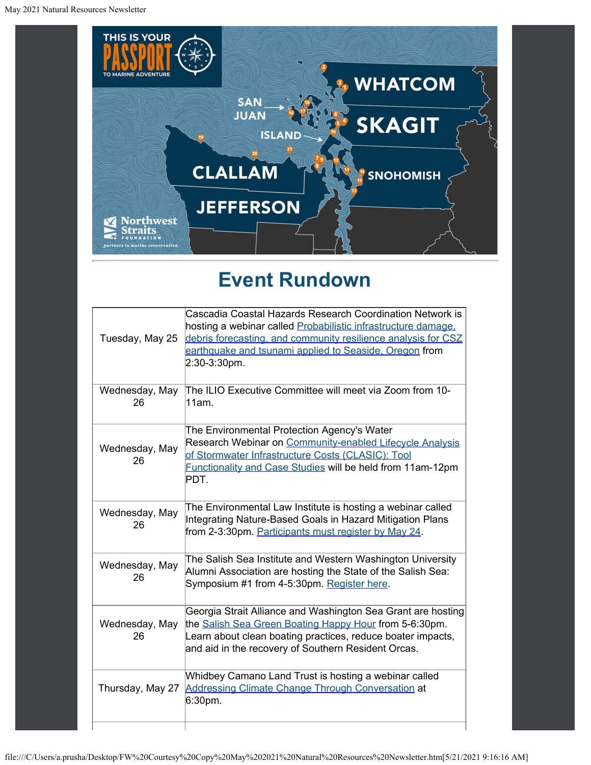# Event Rundown

| | |
|---|---|
| Tuesday, May 25 | Cascadia Coastal Hazards Research Coordination Network is hosting a webinar called [Probabilistic infrastructure damage, debris forecasting, and community resilience analysis for CSZ earthquake and tsunami applied to Seaside, Oregon]() from 2:30-3:30pm. |
| Wednesday, May 26 | The ILIO Executive Committee will meet via Zoom from 10-11am. |
| Wednesday, May 26 | The Environmental Protection Agency's Water Research Webinar on [Community-enabled Lifecycle Analysis of Stormwater Infrastructure Costs (CLASIC): Tool Functionality and Case Studies]() will be held from 11am-12pm PDT. |
| Wednesday, May 26 | The Environmental Law Institute is hosting a webinar called Integrating Nature-Based Goals in Hazard Mitigation Plans from 2-3:30pm. [Participants must register by May 24](). |
| Wednesday, May 26 | The Salish Sea Institute and Western Washington University Alumni Association are hosting the State of the Salish Sea: Symposium #1 from 4-5:30pm. [Register here](). |
| Wednesday, May 26 | Georgia Strait Alliance and Washington Sea Grant are hosting the [Salish Sea Green Boating Happy Hour]() from 5-6:30pm. Learn about clean boating practices, reduce boater impacts, and aid in the recovery of Southern Resident Orcas. |
| Thursday, May 27 | Whidbey Camano Land Trust is hosting a webinar called [Addressing Climate Change Through Conversation]() at 6:30pm. |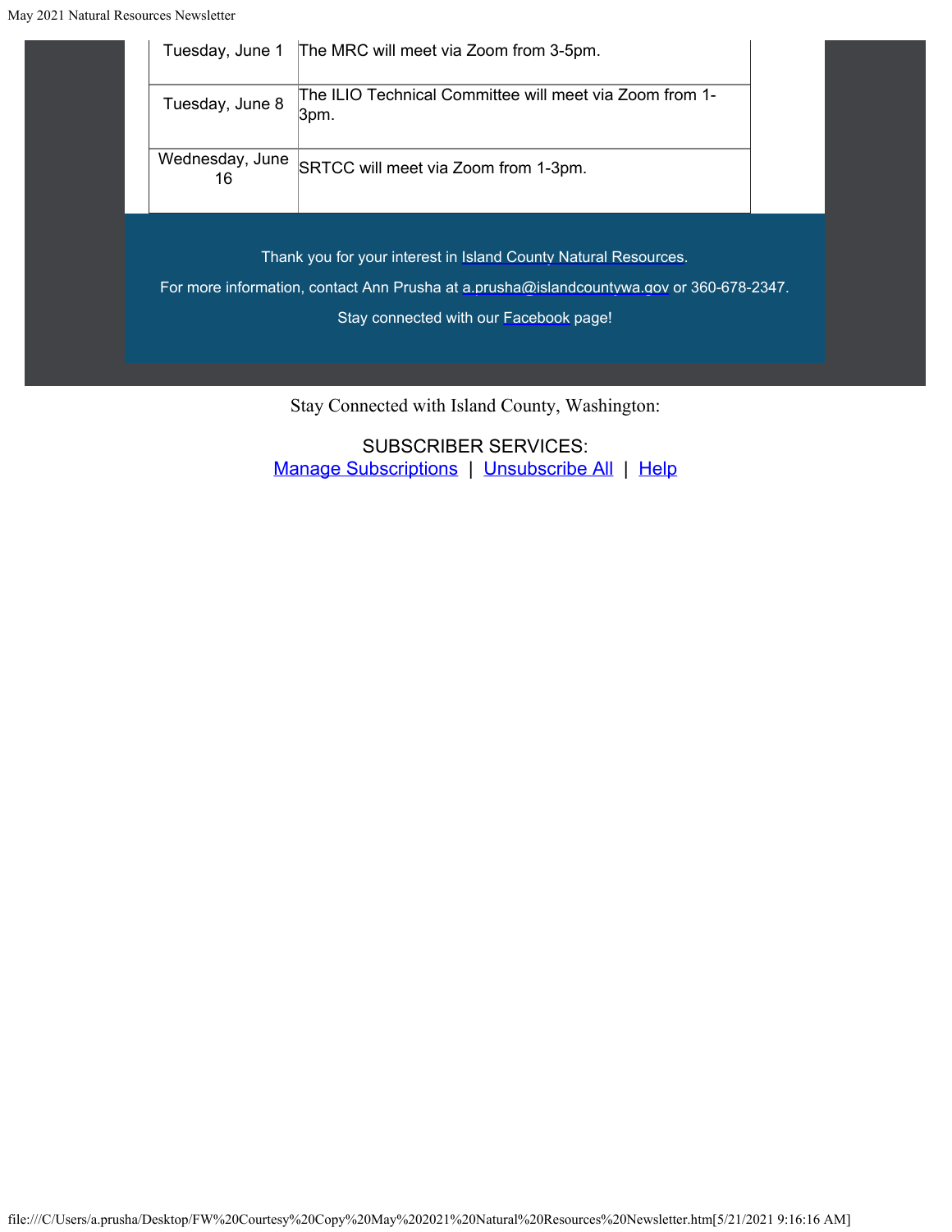| | |
|---|---|
| Tuesday, June 1 | The MRC will meet via Zoom from 3-5pm. |
| Tuesday, June 8 | The ILIO Technical Committee will meet via Zoom from 1-3pm. |
| Wednesday, June 16 | SRTCC will meet via Zoom from 1-3pm. |

Thank you for your interest in Island County Natural Resources.

For more information, contact Ann Prusha at a.prusha@islandcountywa.gov or 360-678-2347.

Stay connected with our Facebook page!

Stay Connected with Island County, Washington:

SUBSCRIBER SERVICES:
Manage Subscriptions | Unsubscribe All | Help